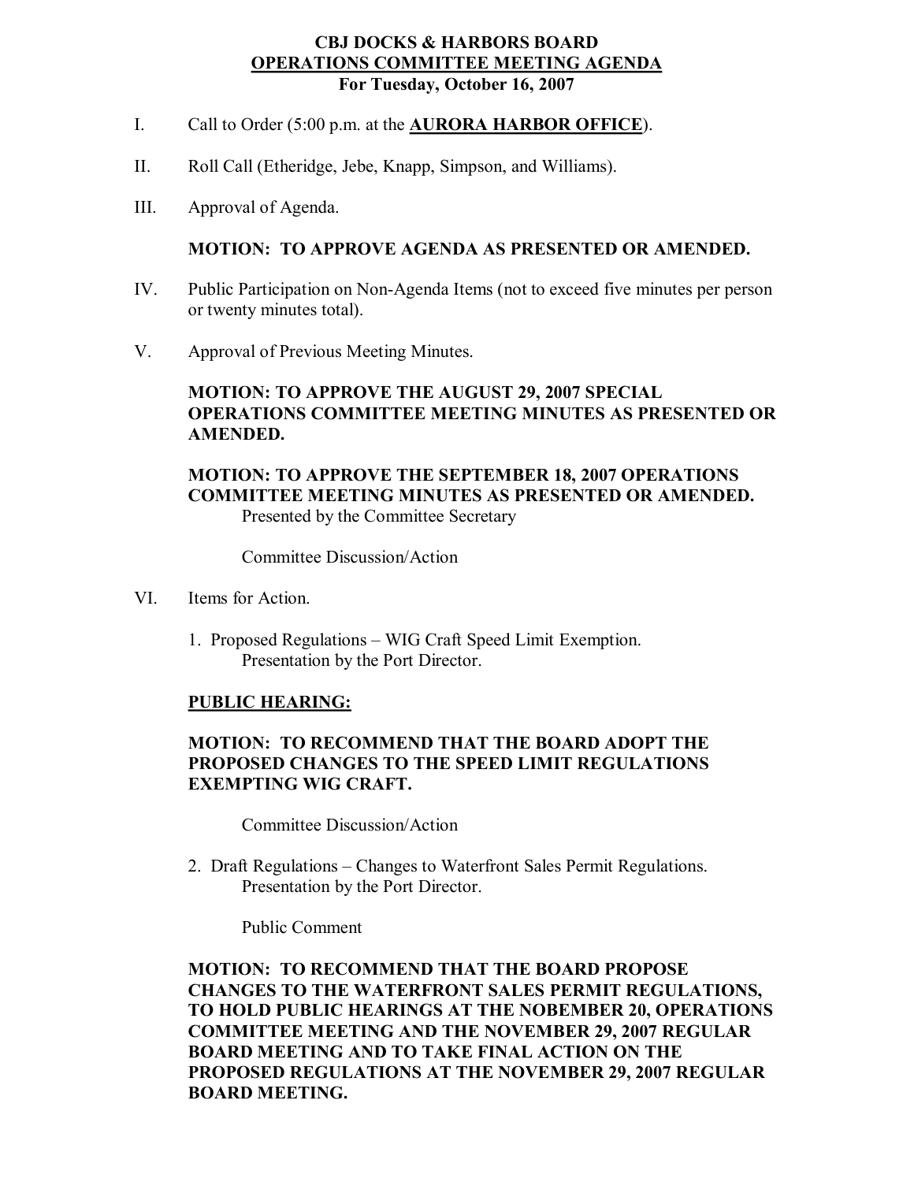# CBJ DOCKS & HARBORS BOARD
## OPERATIONS COMMITTEE MEETING AGENDA
### For Tuesday, October 16, 2007

I. Call to Order (5:00 p.m. at the **AURORA HARBOR OFFICE**).

II. Roll Call (Etheridge, Jebe, Knapp, Simpson, and Williams).

III. Approval of Agenda.

**MOTION: TO APPROVE AGENDA AS PRESENTED OR AMENDED.**

IV. Public Participation on Non-Agenda Items (not to exceed five minutes per person or twenty minutes total).

V. Approval of Previous Meeting Minutes.

**MOTION: TO APPROVE THE AUGUST 29, 2007 SPECIAL OPERATIONS COMMITTEE MEETING MINUTES AS PRESENTED OR AMENDED.**

**MOTION: TO APPROVE THE SEPTEMBER 18, 2007 OPERATIONS COMMITTEE MEETING MINUTES AS PRESENTED OR AMENDED.**
Presented by the Committee Secretary

Committee Discussion/Action

VI. Items for Action.

1. Proposed Regulations – WIG Craft Speed Limit Exemption.
   Presentation by the Port Director.

**PUBLIC HEARING:**

**MOTION: TO RECOMMEND THAT THE BOARD ADOPT THE PROPOSED CHANGES TO THE SPEED LIMIT REGULATIONS EXEMPTING WIG CRAFT.**

Committee Discussion/Action

2. Draft Regulations – Changes to Waterfront Sales Permit Regulations.
   Presentation by the Port Director.

Public Comment

**MOTION: TO RECOMMEND THAT THE BOARD PROPOSE CHANGES TO THE WATERFRONT SALES PERMIT REGULATIONS, TO HOLD PUBLIC HEARINGS AT THE NOBEMBER 20, OPERATIONS COMMITTEE MEETING AND THE NOVEMBER 29, 2007 REGULAR BOARD MEETING AND TO TAKE FINAL ACTION ON THE PROPOSED REGULATIONS AT THE NOVEMBER 29, 2007 REGULAR BOARD MEETING.**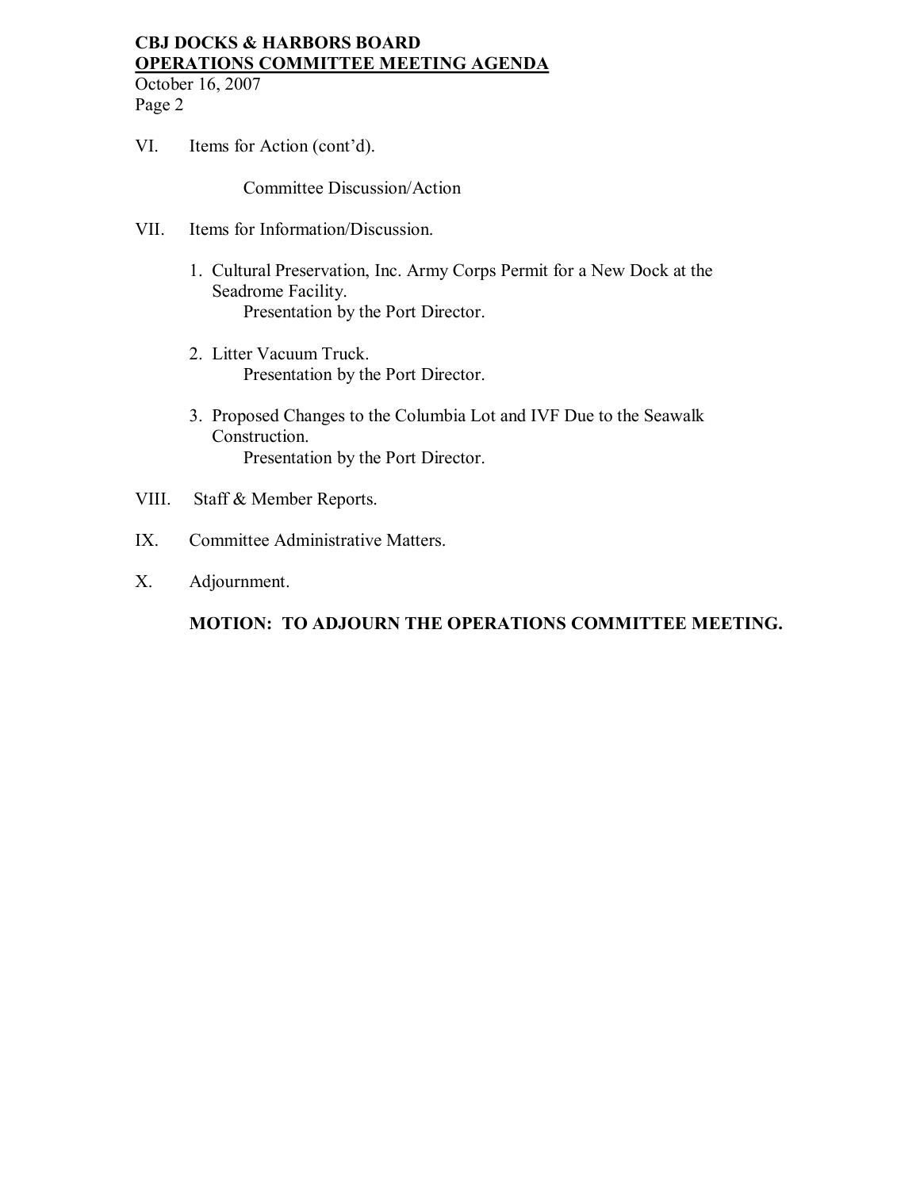VI. Items for Action (cont'd).

Committee Discussion/Action

VII. Items for Information/Discussion.

1. Cultural Preservation, Inc. Army Corps Permit for a New Dock at the Seadrome Facility.
   Presentation by the Port Director.

2. Litter Vacuum Truck.
   Presentation by the Port Director.

3. Proposed Changes to the Columbia Lot and IVF Due to the Seawalk Construction.
   Presentation by the Port Director.

VIII. Staff & Member Reports.

IX. Committee Administrative Matters.

X. Adjournment.

**MOTION: TO ADJOURN THE OPERATIONS COMMITTEE MEETING.**